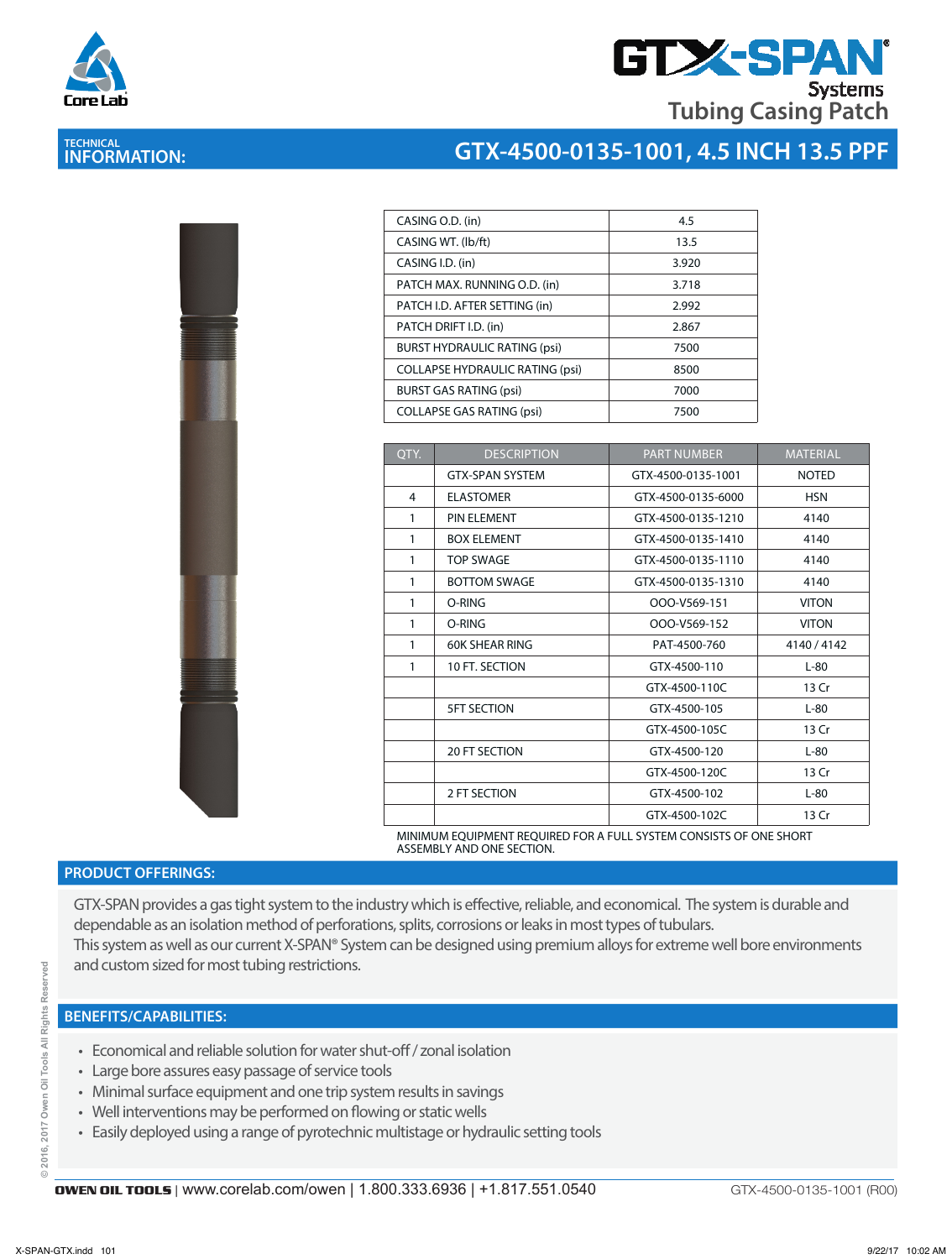Core Lab

# GTX-SPAN® Systems

## Tubing Casing Patch

**TECHNICAL INFORMATION:**

## GTX-4500-0135-1001, 4.5 INCH 13.5 PPF

| | |
|---|---|
| CASING O.D. (in) | 4.5 |
| CASING WT. (lb/ft) | 13.5 |
| CASING I.D. (in) | 3.920 |
| PATCH MAX. RUNNING O.D. (in) | 3.718 |
| PATCH I.D. AFTER SETTING (in) | 2.992 |
| PATCH DRIFT I.D. (in) | 2.867 |
| BURST HYDRAULIC RATING (psi) | 7500 |
| COLLAPSE HYDRAULIC RATING (psi) | 8500 |
| BURST GAS RATING (psi) | 7000 |
| COLLAPSE GAS RATING (psi) | 7500 |

| QTY. | DESCRIPTION | PART NUMBER | MATERIAL |
|---|---|---|---|
| | GTX-SPAN SYSTEM | GTX-4500-0135-1001 | NOTED |
| 4 | ELASTOMER | GTX-4500-0135-6000 | HSN |
| 1 | PIN ELEMENT | GTX-4500-0135-1210 | 4140 |
| 1 | BOX ELEMENT | GTX-4500-0135-1410 | 4140 |
| 1 | TOP SWAGE | GTX-4500-0135-1110 | 4140 |
| 1 | BOTTOM SWAGE | GTX-4500-0135-1310 | 4140 |
| 1 | O-RING | OOO-V569-151 | VITON |
| 1 | O-RING | OOO-V569-152 | VITON |
| 1 | 60K SHEAR RING | PAT-4500-760 | 4140 / 4142 |
| 1 | 10 FT. SECTION | GTX-4500-110 | L-80 |
| | | GTX-4500-110C | 13 Cr |
| | 5FT SECTION | GTX-4500-105 | L-80 |
| | | GTX-4500-105C | 13 Cr |
| | 20 FT SECTION | GTX-4500-120 | L-80 |
| | | GTX-4500-120C | 13 Cr |
| | 2 FT SECTION | GTX-4500-102 | L-80 |
| | | GTX-4500-102C | 13 Cr |

MINIMUM EQUIPMENT REQUIRED FOR A FULL SYSTEM CONSISTS OF ONE SHORT ASSEMBLY AND ONE SECTION.

## PRODUCT OFFERINGS:

GTX-SPAN provides a gas tight system to the industry which is effective, reliable, and economical. The system is durable and dependable as an isolation method of perforations, splits, corrosions or leaks in most types of tubulars.
This system as well as our current X-SPAN® System can be designed using premium alloys for extreme well bore environments and custom sized for most tubing restrictions.

## BENEFITS/CAPABILITIES:

- Economical and reliable solution for water shut-off / zonal isolation
- Large bore assures easy passage of service tools
- Minimal surface equipment and one trip system results in savings
- Well interventions may be performed on flowing or static wells
- Easily deployed using a range of pyrotechnic multistage or hydraulic setting tools

© 2016, 2017 Owen Oil Tools All Rights Reserved

**OWEN OIL TOOLS** | www.corelab.com/owen | 1.800.333.6936 | +1.817.551.0540 — GTX-4500-0135-1001 (R00)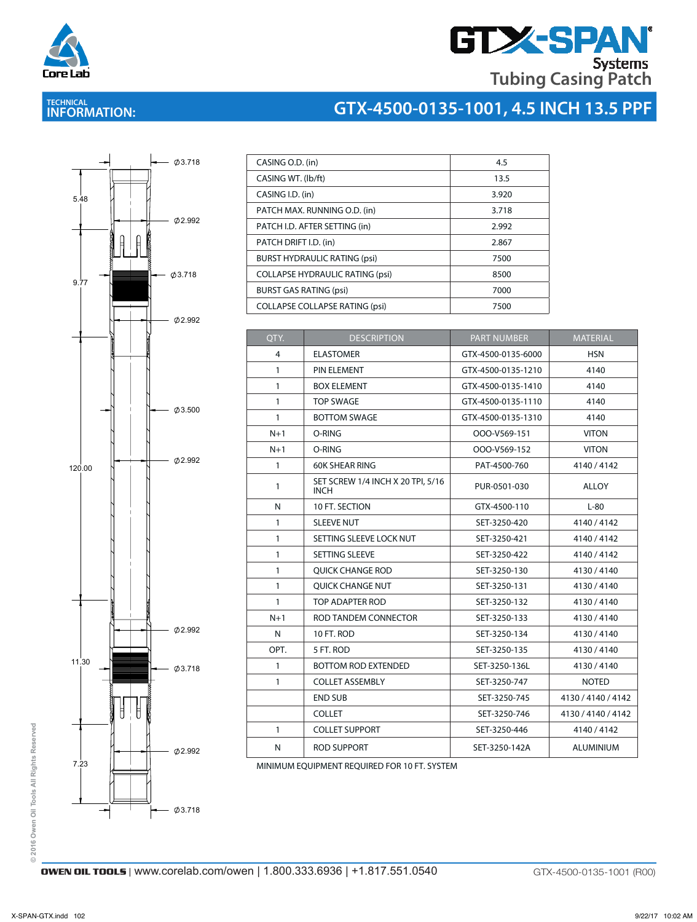# GTX-SPAN® Systems Tubing Casing Patch

## TECHNICAL INFORMATION: GTX-4500-0135-1001, 4.5 INCH 13.5 PPF

| | |
|---|---|
| CASING O.D. (in) | 4.5 |
| CASING WT. (lb/ft) | 13.5 |
| CASING I.D. (in) | 3.920 |
| PATCH MAX. RUNNING O.D. (in) | 3.718 |
| PATCH I.D. AFTER SETTING (in) | 2.992 |
| PATCH DRIFT I.D. (in) | 2.867 |
| BURST HYDRAULIC RATING (psi) | 7500 |
| COLLAPSE HYDRAULIC RATING (psi) | 8500 |
| BURST GAS RATING (psi) | 7000 |
| COLLAPSE COLLAPSE RATING (psi) | 7500 |

| QTY. | DESCRIPTION | PART NUMBER | MATERIAL |
|---|---|---|---|
| 4 | ELASTOMER | GTX-4500-0135-6000 | HSN |
| 1 | PIN ELEMENT | GTX-4500-0135-1210 | 4140 |
| 1 | BOX ELEMENT | GTX-4500-0135-1410 | 4140 |
| 1 | TOP SWAGE | GTX-4500-0135-1110 | 4140 |
| 1 | BOTTOM SWAGE | GTX-4500-0135-1310 | 4140 |
| N+1 | O-RING | OOO-V569-151 | VITON |
| N+1 | O-RING | OOO-V569-152 | VITON |
| 1 | 60K SHEAR RING | PAT-4500-760 | 4140 / 4142 |
| 1 | SET SCREW 1/4 INCH X 20 TPI, 5/16 INCH | PUR-0501-030 | ALLOY |
| N | 10 FT. SECTION | GTX-4500-110 | L-80 |
| 1 | SLEEVE NUT | SET-3250-420 | 4140 / 4142 |
| 1 | SETTING SLEEVE LOCK NUT | SET-3250-421 | 4140 / 4142 |
| 1 | SETTING SLEEVE | SET-3250-422 | 4140 / 4142 |
| 1 | QUICK CHANGE ROD | SET-3250-130 | 4130 / 4140 |
| 1 | QUICK CHANGE NUT | SET-3250-131 | 4130 / 4140 |
| 1 | TOP ADAPTER ROD | SET-3250-132 | 4130 / 4140 |
| N+1 | ROD TANDEM CONNECTOR | SET-3250-133 | 4130 / 4140 |
| N | 10 FT. ROD | SET-3250-134 | 4130 / 4140 |
| OPT. | 5 FT. ROD | SET-3250-135 | 4130 / 4140 |
| 1 | BOTTOM ROD EXTENDED | SET-3250-136L | 4130 / 4140 |
| 1 | COLLET ASSEMBLY | SET-3250-747 | NOTED |
| | END SUB | SET-3250-745 | 4130 / 4140 / 4142 |
| | COLLET | SET-3250-746 | 4130 / 4140 / 4142 |
| 1 | COLLET SUPPORT | SET-3250-446 | 4140 / 4142 |
| N | ROD SUPPORT | SET-3250-142A | ALUMINIUM |

MINIMUM EQUIPMENT REQUIRED FOR 10 FT. SYSTEM

Drawing dimensions: 5.48, 9.77, 120.00, 11.30, 7.23; Ø3.718, Ø2.992, Ø3.718, Ø2.992, Ø3.500, Ø2.992, Ø2.992, Ø3.718, Ø2.992, Ø3.718

© 2016 Owen Oil Tools All Rights Reserved

OWEN OIL TOOLS | www.corelab.com/owen | 1.800.333.6936 | +1.817.551.0540 — GTX-4500-0135-1001 (R00)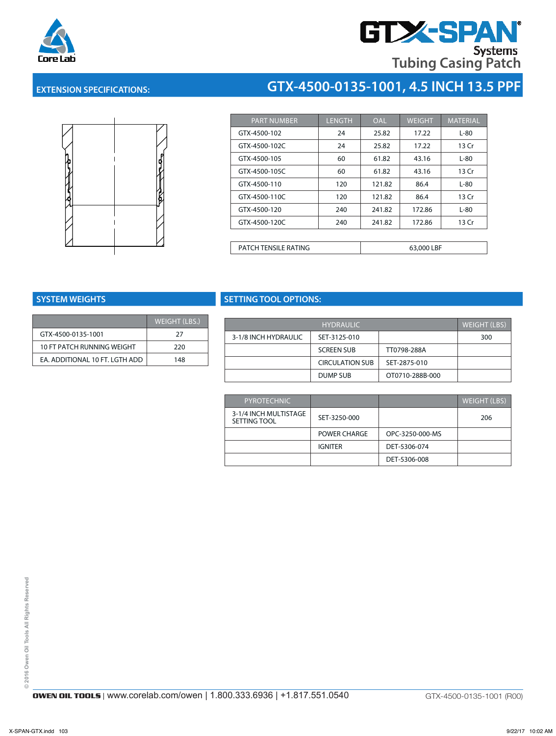GTX-SPAN® Systems
Tubing Casing Patch

## EXTENSION SPECIFICATIONS:

## GTX-4500-0135-1001, 4.5 INCH 13.5 PPF

| PART NUMBER | LENGTH | OAL | WEIGHT | MATERIAL |
|---|---|---|---|---|
| GTX-4500-102 | 24 | 25.82 | 17.22 | L-80 |
| GTX-4500-102C | 24 | 25.82 | 17.22 | 13 Cr |
| GTX-4500-105 | 60 | 61.82 | 43.16 | L-80 |
| GTX-4500-105C | 60 | 61.82 | 43.16 | 13 Cr |
| GTX-4500-110 | 120 | 121.82 | 86.4 | L-80 |
| GTX-4500-110C | 120 | 121.82 | 86.4 | 13 Cr |
| GTX-4500-120 | 240 | 241.82 | 172.86 | L-80 |
| GTX-4500-120C | 240 | 241.82 | 172.86 | 13 Cr |

| | |
|---|---|
| PATCH TENSILE RATING | 63,000 LBF |

## SYSTEM WEIGHTS

| | WEIGHT (LBS.) |
|---|---|
| GTX-4500-0135-1001 | 27 |
| 10 FT PATCH RUNNING WEIGHT | 220 |
| EA. ADDITIONAL 10 FT. LGTH ADD | 148 |

## SETTING TOOL OPTIONS:

| HYDRAULIC | | | WEIGHT (LBS) |
|---|---|---|---|
| 3-1/8 INCH HYDRAULIC | SET-3125-010 | | 300 |
| | SCREEN SUB | TT0798-288A | |
| | CIRCULATION SUB | SET-2875-010 | |
| | DUMP SUB | OT0710-288B-000 | |

| PYROTECHNIC | | | WEIGHT (LBS) |
|---|---|---|---|
| 3-1/4 INCH MULTISTAGE SETTING TOOL | SET-3250-000 | | 206 |
| | POWER CHARGE | OPC-3250-000-MS | |
| | IGNITER | DET-5306-074 | |
| | | DET-5306-008 | |

© 2016 Owen Oil Tools All Rights Reserved

**OWEN OIL TOOLS** | www.corelab.com/owen | 1.800.333.6936 | +1.817.551.0540

GTX-4500-0135-1001 (R00)